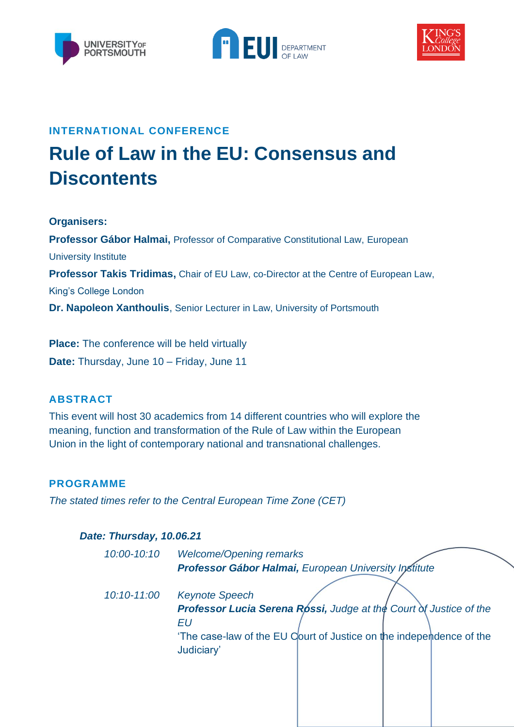INTERNATIONAL CONFERENCE

# Rule of Law in the EU: Consensus and Discontents

**Organisers:**

**Professor Gábor Halmai,** Professor of Comparative Constitutional Law, European University Institute

**Professor Takis Tridimas,** Chair of EU Law, co-Director at the Centre of European Law, King's College London

**Dr. Napoleon Xanthoulis**, Senior Lecturer in Law, University of Portsmouth

**Place:** The conference will be held virtually

**Date:** Thursday, June 10 – Friday, June 11

## ABSTRACT

This event will host 30 academics from 14 different countries who will explore the meaning, function and transformation of the Rule of Law within the European Union in the light of contemporary national and transnational challenges.

## PROGRAMME

*The stated times refer to the Central European Time Zone (CET)*

***Date: Thursday, 10.06.21***

*10:00-10:10* *Welcome/Opening remarks*
***Professor Gábor Halmai,*** *European University Institute*

*10:10-11:00* *Keynote Speech*
***Professor Lucia Serena Rossi,*** *Judge at the Court of Justice of the EU*
'The case-law of the EU Court of Justice on the independence of the Judiciary'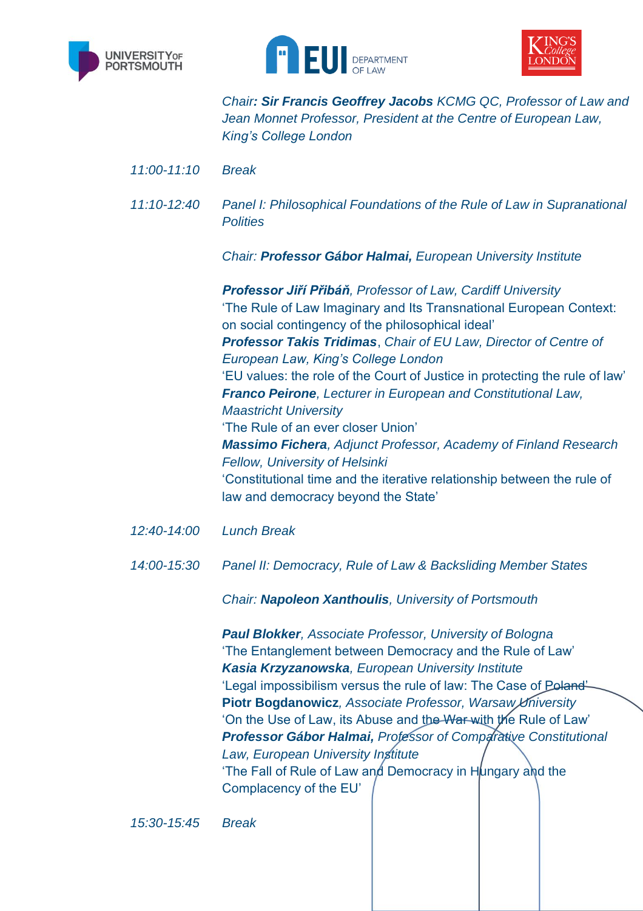*Chair: **Sir Francis Geoffrey Jacobs** KCMG QC, Professor of Law and Jean Monnet Professor, President at the Centre of European Law, King's College London*

*11:00-11:10* *Break*

*11:10-12:40* *Panel I: Philosophical Foundations of the Rule of Law in Supranational Polities*

*Chair: **Professor Gábor Halmai,** European University Institute*

***Professor Jiří Přibáň**, Professor of Law, Cardiff University*
'The Rule of Law Imaginary and Its Transnational European Context: on social contingency of the philosophical ideal'

***Professor Takis Tridimas**, Chair of EU Law, Director of Centre of European Law, King's College London*
'EU values: the role of the Court of Justice in protecting the rule of law'

***Franco Peirone**, Lecturer in European and Constitutional Law, Maastricht University*
'The Rule of an ever closer Union'

***Massimo Fichera**, Adjunct Professor, Academy of Finland Research Fellow, University of Helsinki*
'Constitutional time and the iterative relationship between the rule of law and democracy beyond the State'

*12:40-14:00* *Lunch Break*

*14:00-15:30* *Panel II: Democracy, Rule of Law & Backsliding Member States*

*Chair: **Napoleon Xanthoulis**, University of Portsmouth*

***Paul Blokker**, Associate Professor, University of Bologna*
'The Entanglement between Democracy and the Rule of Law'

***Kasia Krzyzanowska**, European University Institute*
'Legal impossibilism versus the rule of law: The Case of Poland'

**Piotr Bogdanowicz***, Associate Professor, Warsaw University*
'On the Use of Law, its Abuse and the War with the Rule of Law'

***Professor Gábor Halmai,** Professor of Comparative Constitutional Law, European University Institute*
'The Fall of Rule of Law and Democracy in Hungary and the Complacency of the EU'

*15:30-15:45* *Break*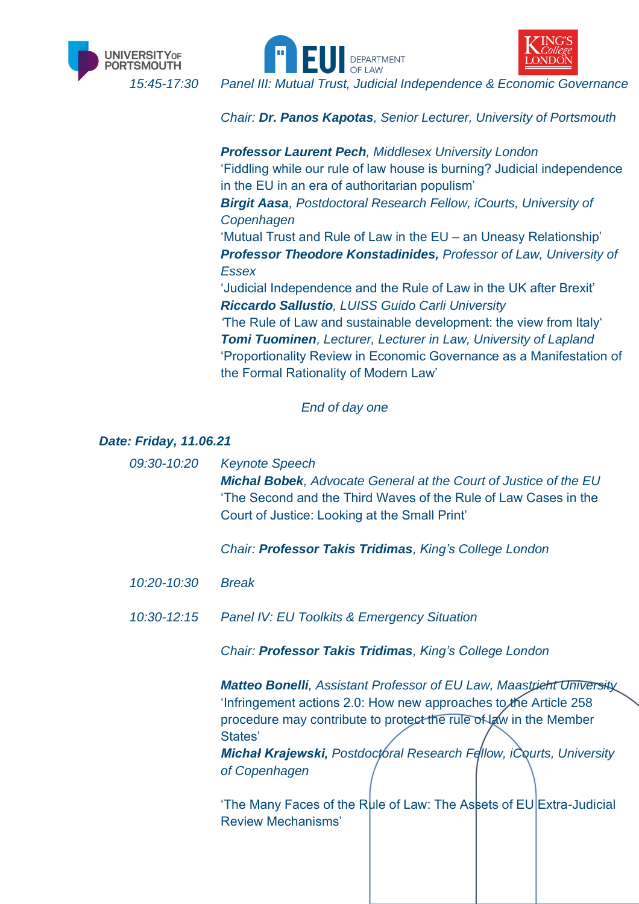*15:45-17:30* *Panel III: Mutual Trust, Judicial Independence & Economic Governance*

*Chair: **Dr. Panos Kapotas**, Senior Lecturer, University of Portsmouth*

***Professor Laurent Pech**, Middlesex University London*
'Fiddling while our rule of law house is burning? Judicial independence in the EU in an era of authoritarian populism'
***Birgit Aasa**, Postdoctoral Research Fellow, iCourts, University of Copenhagen*
'Mutual Trust and Rule of Law in the EU – an Uneasy Relationship'
***Professor Theodore Konstadinides,** Professor of Law, University of Essex*
'Judicial Independence and the Rule of Law in the UK after Brexit'
***Riccardo Sallustio**, LUISS Guido Carli University*
'The Rule of Law and sustainable development: the view from Italy'
***Tomi Tuominen**, Lecturer, Lecturer in Law, University of Lapland*
'Proportionality Review in Economic Governance as a Manifestation of the Formal Rationality of Modern Law'

*End of day one*

***Date: Friday, 11.06.21***

*09:30-10:20* *Keynote Speech*
***Michal Bobek**, Advocate General at the Court of Justice of the EU*
'The Second and the Third Waves of the Rule of Law Cases in the Court of Justice: Looking at the Small Print'

*Chair: **Professor Takis Tridimas**, King's College London*

*10:20-10:30* *Break*

*10:30-12:15* *Panel IV: EU Toolkits & Emergency Situation*

*Chair: **Professor Takis Tridimas**, King's College London*

***Matteo Bonelli**, Assistant Professor of EU Law, Maastricht University*
'Infringement actions 2.0: How new approaches to the Article 258 procedure may contribute to protect the rule of law in the Member States'
***Michał Krajewski,** Postdoctoral Research Fellow, iCourts, University of Copenhagen*

'The Many Faces of the Rule of Law: The Assets of EU Extra-Judicial Review Mechanisms'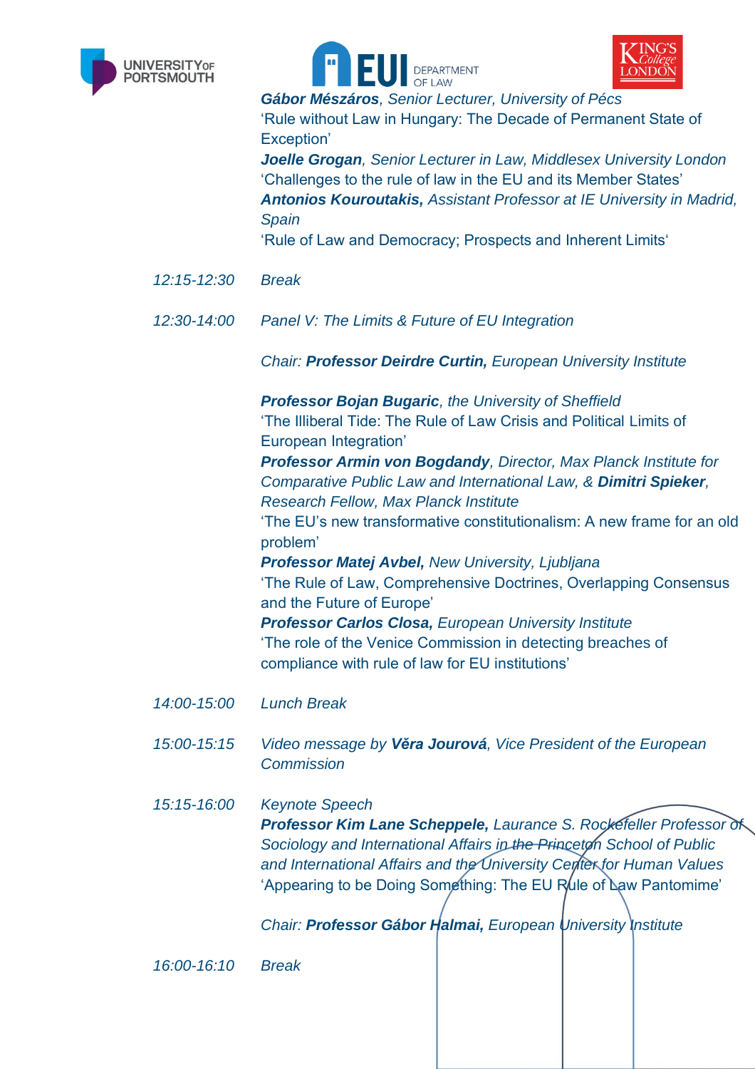***Gábor Mészáros****, Senior Lecturer, University of Pécs*
'Rule without Law in Hungary: The Decade of Permanent State of Exception'
***Joelle Grogan****, Senior Lecturer in Law, Middlesex University London*
'Challenges to the rule of law in the EU and its Member States'
***Antonios Kouroutakis,*** *Assistant Professor at IE University in Madrid, Spain*
'Rule of Law and Democracy; Prospects and Inherent Limits'

*12:15-12:30* *Break*

*12:30-14:00* *Panel V: The Limits & Future of EU Integration*

*Chair:* ***Professor Deirdre Curtin,*** *European University Institute*

***Professor Bojan Bugaric****, the University of Sheffield*
'The Illiberal Tide: The Rule of Law Crisis and Political Limits of European Integration'
***Professor Armin von Bogdandy****, Director, Max Planck Institute for Comparative Public Law and International Law, &* ***Dimitri Spieker****, Research Fellow, Max Planck Institute*
'The EU's new transformative constitutionalism: A new frame for an old problem'
***Professor Matej Avbel,*** *New University, Ljubljana*
'The Rule of Law, Comprehensive Doctrines, Overlapping Consensus and the Future of Europe'
***Professor Carlos Closa,*** *European University Institute*
'The role of the Venice Commission in detecting breaches of compliance with rule of law for EU institutions'

*14:00-15:00* *Lunch Break*

*15:00-15:15* *Video message by* ***Věra Jourová****, Vice President of the European Commission*

*15:15-16:00* *Keynote Speech*
***Professor Kim Lane Scheppele,*** *Laurance S. Rockefeller Professor of Sociology and International Affairs in the Princeton School of Public and International Affairs and the University Center for Human Values*
'Appearing to be Doing Something: The EU Rule of Law Pantomime'

*Chair:* ***Professor Gábor Halmai,*** *European University Institute*

*16:00-16:10* *Break*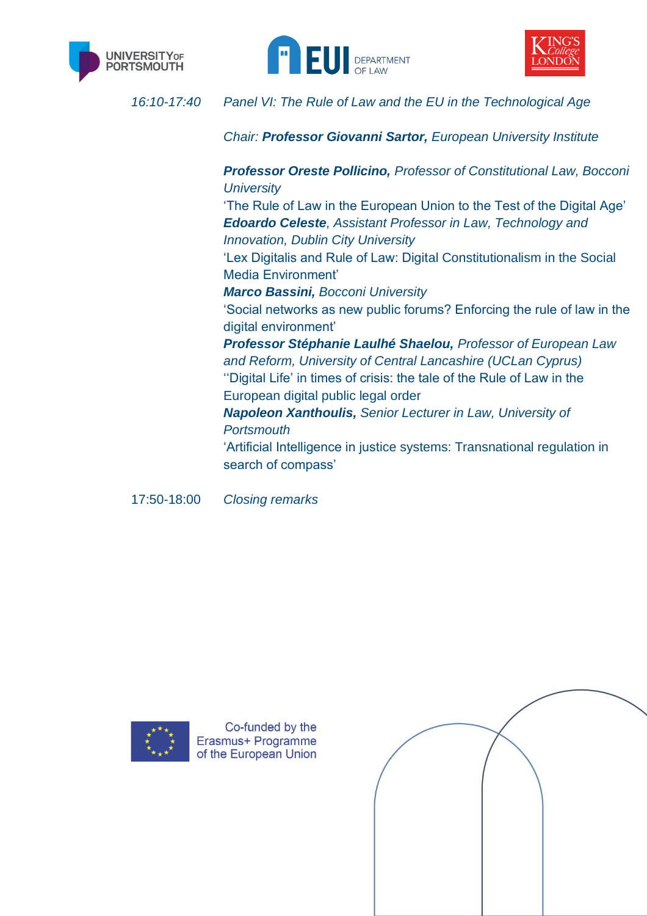*16:10-17:40* *Panel VI: The Rule of Law and the EU in the Technological Age*

*Chair:* ***Professor Giovanni Sartor,*** *European University Institute*

***Professor Oreste Pollicino,*** *Professor of Constitutional Law, Bocconi University*
'The Rule of Law in the European Union to the Test of the Digital Age'

***Edoardo Celeste****, Assistant Professor in Law, Technology and Innovation, Dublin City University*
'Lex Digitalis and Rule of Law: Digital Constitutionalism in the Social Media Environment'

***Marco Bassini,*** *Bocconi University*
'Social networks as new public forums? Enforcing the rule of law in the digital environment'

***Professor Stéphanie Laulhé Shaelou,*** *Professor of European Law and Reform, University of Central Lancashire (UCLan Cyprus)*
''Digital Life' in times of crisis: the tale of the Rule of Law in the European digital public legal order

***Napoleon Xanthoulis,*** *Senior Lecturer in Law, University of Portsmouth*
'Artificial Intelligence in justice systems: Transnational regulation in search of compass'

17:50-18:00 *Closing remarks*

Co-funded by the Erasmus+ Programme of the European Union